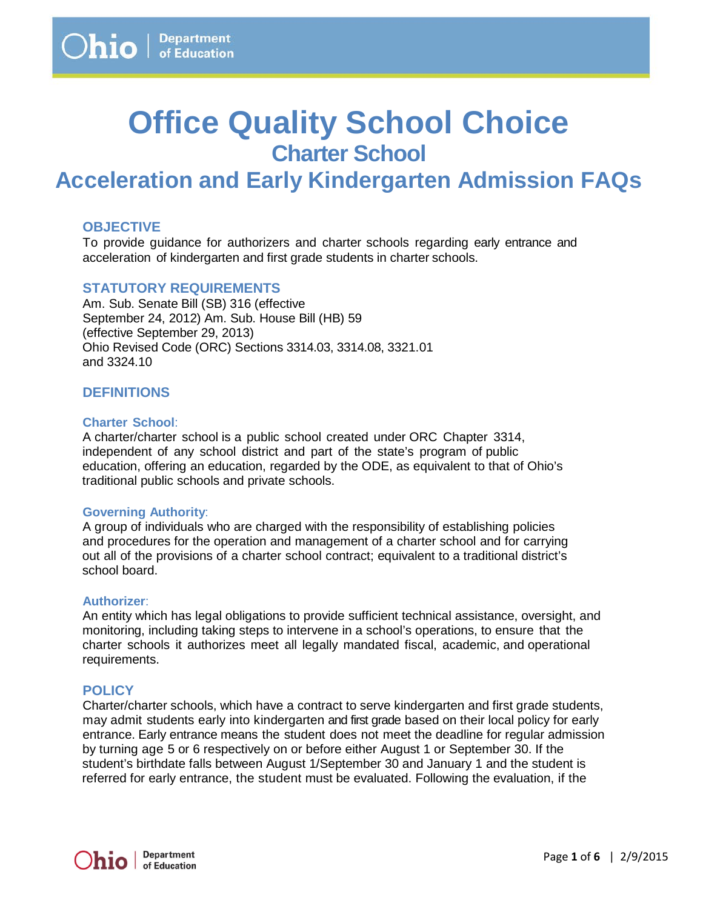# Office Quality School Choice

## Charter School

## Acceleration and Early Kindergarten Admission FAQs

### OBJECTIVE

To provide guidance for authorizers and charter schools regarding early entrance and acceleration of kindergarten and first grade students in charter schools.

### STATUTORY REQUIREMENTS

Am. Sub. Senate Bill (SB) 316 (effective September 24, 2012) Am. Sub. House Bill (HB) 59 (effective September 29, 2013)
Ohio Revised Code (ORC) Sections 3314.03, 3314.08, 3321.01 and 3324.10

### DEFINITIONS

**Charter School**:
A charter/charter school is a public school created under ORC Chapter 3314, independent of any school district and part of the state's program of public education, offering an education, regarded by the ODE, as equivalent to that of Ohio's traditional public schools and private schools.

**Governing Authority**:
A group of individuals who are charged with the responsibility of establishing policies and procedures for the operation and management of a charter school and for carrying out all of the provisions of a charter school contract; equivalent to a traditional district's school board.

**Authorizer**:
An entity which has legal obligations to provide sufficient technical assistance, oversight, and monitoring, including taking steps to intervene in a school's operations, to ensure that the charter schools it authorizes meet all legally mandated fiscal, academic, and operational requirements.

### POLICY

Charter/charter schools, which have a contract to serve kindergarten and first grade students, may admit students early into kindergarten and first grade based on their local policy for early entrance. Early entrance means the student does not meet the deadline for regular admission by turning age 5 or 6 respectively on or before either August 1 or September 30. If the student's birthdate falls between August 1/September 30 and January 1 and the student is referred for early entrance, the student must be evaluated. Following the evaluation, if the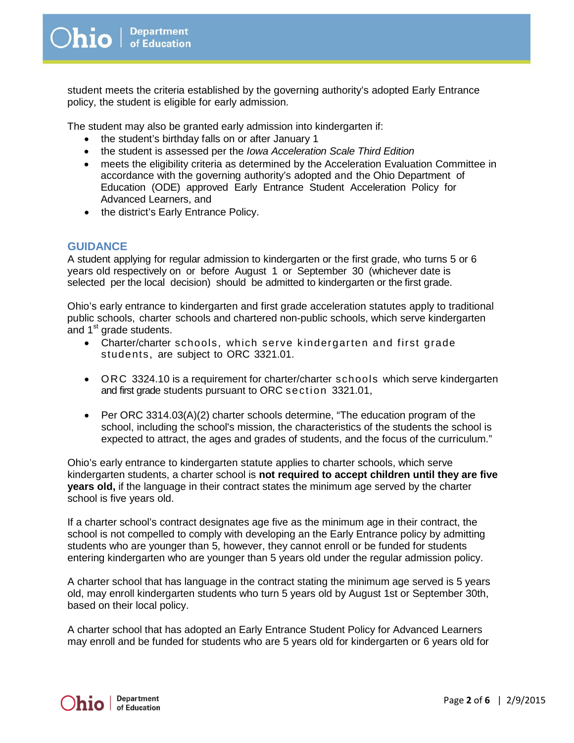student meets the criteria established by the governing authority's adopted Early Entrance policy, the student is eligible for early admission.

The student may also be granted early admission into kindergarten if:

- the student's birthday falls on or after January 1
- the student is assessed per the *Iowa Acceleration Scale Third Edition*
- meets the eligibility criteria as determined by the Acceleration Evaluation Committee in accordance with the governing authority's adopted and the Ohio Department of Education (ODE) approved Early Entrance Student Acceleration Policy for Advanced Learners, and
- the district's Early Entrance Policy.

## GUIDANCE

A student applying for regular admission to kindergarten or the first grade, who turns 5 or 6 years old respectively on or before August 1 or September 30 (whichever date is selected per the local decision) should be admitted to kindergarten or the first grade.

Ohio's early entrance to kindergarten and first grade acceleration statutes apply to traditional public schools, charter schools and chartered non-public schools, which serve kindergarten and 1st grade students.

- Charter/charter schools, which serve kindergarten and first grade students, are subject to ORC 3321.01.
- ORC 3324.10 is a requirement for charter/charter schools which serve kindergarten and first grade students pursuant to ORC section 3321.01,
- Per ORC 3314.03(A)(2) charter schools determine, "The education program of the school, including the school's mission, the characteristics of the students the school is expected to attract, the ages and grades of students, and the focus of the curriculum."

Ohio's early entrance to kindergarten statute applies to charter schools, which serve kindergarten students, a charter school is **not required to accept children until they are five years old,** if the language in their contract states the minimum age served by the charter school is five years old.

If a charter school's contract designates age five as the minimum age in their contract, the school is not compelled to comply with developing an the Early Entrance policy by admitting students who are younger than 5, however, they cannot enroll or be funded for students entering kindergarten who are younger than 5 years old under the regular admission policy.

A charter school that has language in the contract stating the minimum age served is 5 years old, may enroll kindergarten students who turn 5 years old by August 1st or September 30th, based on their local policy.

A charter school that has adopted an Early Entrance Student Policy for Advanced Learners may enroll and be funded for students who are 5 years old for kindergarten or 6 years old for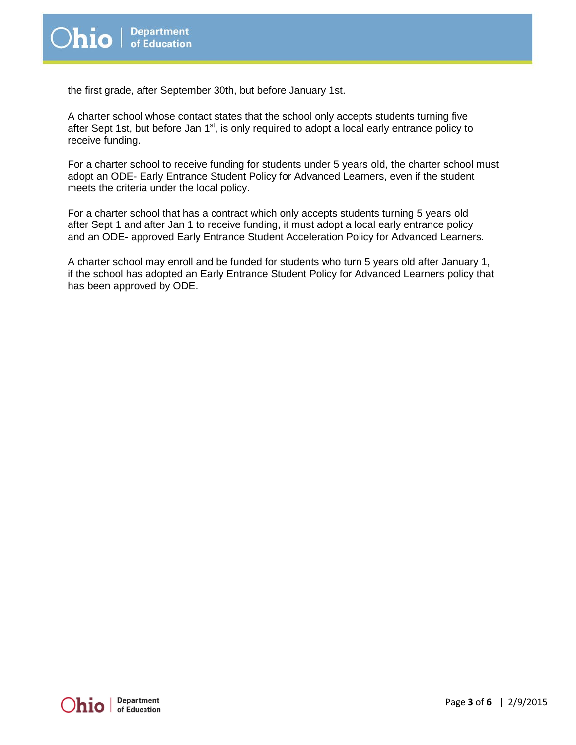the first grade, after September 30th, but before January 1st.

A charter school whose contact states that the school only accepts students turning five after Sept 1st, but before Jan 1st, is only required to adopt a local early entrance policy to receive funding.

For a charter school to receive funding for students under 5 years old, the charter school must adopt an ODE- Early Entrance Student Policy for Advanced Learners, even if the student meets the criteria under the local policy.

For a charter school that has a contract which only accepts students turning 5 years old after Sept 1 and after Jan 1 to receive funding, it must adopt a local early entrance policy and an ODE- approved Early Entrance Student Acceleration Policy for Advanced Learners.

A charter school may enroll and be funded for students who turn 5 years old after January 1, if the school has adopted an Early Entrance Student Policy for Advanced Learners policy that has been approved by ODE.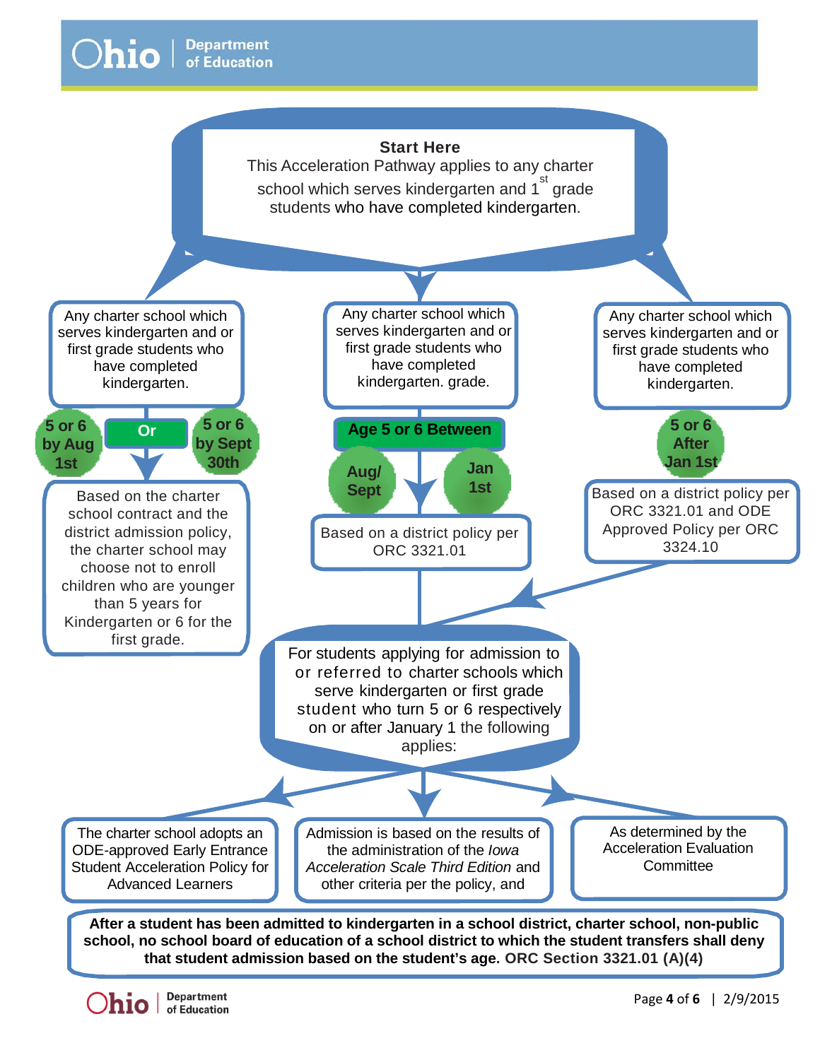**Start Here**

This Acceleration Pathway applies to any charter school which serves kindergarten and 1st grade students who have completed kindergarten.

---

Any charter school which serves kindergarten and or first grade students who have completed kindergarten.

**5 or 6 by Aug 1st** **Or** **5 or 6 by Sept 30th**

Based on the charter school contract and the district admission policy, the charter school may choose not to enroll children who are younger than 5 years for Kindergarten or 6 for the first grade.

---

Any charter school which serves kindergarten and or first grade students who have completed kindergarten. grade.

**Age 5 or 6 Between**

**Aug/ Sept** **Jan 1st**

Based on a district policy per ORC 3321.01

---

Any charter school which serves kindergarten and or first grade students who have completed kindergarten.

**5 or 6 After Jan 1st**

Based on a district policy per ORC 3321.01 and ODE Approved Policy per ORC 3324.10

---

For students applying for admission to or referred to charter schools which serve kindergarten or first grade student who turn 5 or 6 respectively on or after January 1 the following applies:

- The charter school adopts an ODE-approved Early Entrance Student Acceleration Policy for Advanced Learners
- Admission is based on the results of the administration of the *Iowa Acceleration Scale Third Edition* and other criteria per the policy, and
- As determined by the Acceleration Evaluation Committee

**After a student has been admitted to kindergarten in a school district, charter school, non-public school, no school board of education of a school district to which the student transfers shall deny that student admission based on the student's age.** ORC Section 3321.01 (A)(4)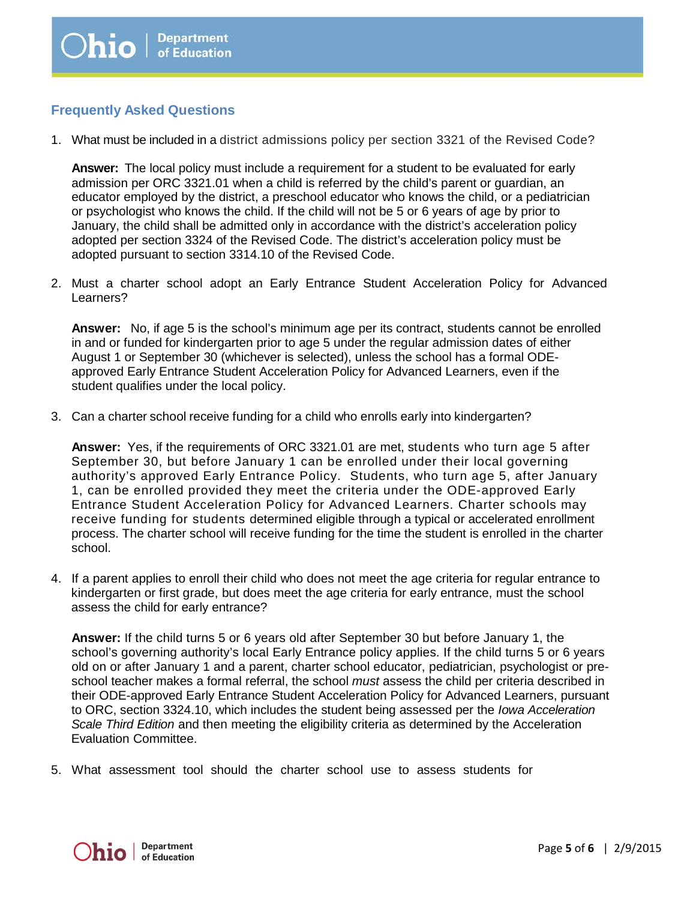## Frequently Asked Questions

1. What must be included in a district admissions policy per section 3321 of the Revised Code?

   **Answer:** The local policy must include a requirement for a student to be evaluated for early admission per ORC 3321.01 when a child is referred by the child's parent or guardian, an educator employed by the district, a preschool educator who knows the child, or a pediatrician or psychologist who knows the child. If the child will not be 5 or 6 years of age by prior to January, the child shall be admitted only in accordance with the district's acceleration policy adopted per section 3324 of the Revised Code. The district's acceleration policy must be adopted pursuant to section 3314.10 of the Revised Code.

2. Must a charter school adopt an Early Entrance Student Acceleration Policy for Advanced Learners?

   **Answer:** No, if age 5 is the school's minimum age per its contract, students cannot be enrolled in and or funded for kindergarten prior to age 5 under the regular admission dates of either August 1 or September 30 (whichever is selected), unless the school has a formal ODE-approved Early Entrance Student Acceleration Policy for Advanced Learners, even if the student qualifies under the local policy.

3. Can a charter school receive funding for a child who enrolls early into kindergarten?

   **Answer:** Yes, if the requirements of ORC 3321.01 are met, students who turn age 5 after September 30, but before January 1 can be enrolled under their local governing authority's approved Early Entrance Policy. Students, who turn age 5, after January 1, can be enrolled provided they meet the criteria under the ODE-approved Early Entrance Student Acceleration Policy for Advanced Learners. Charter schools may receive funding for students determined eligible through a typical or accelerated enrollment process. The charter school will receive funding for the time the student is enrolled in the charter school.

4. If a parent applies to enroll their child who does not meet the age criteria for regular entrance to kindergarten or first grade, but does meet the age criteria for early entrance, must the school assess the child for early entrance?

   **Answer:** If the child turns 5 or 6 years old after September 30 but before January 1, the school's governing authority's local Early Entrance policy applies. If the child turns 5 or 6 years old on or after January 1 and a parent, charter school educator, pediatrician, psychologist or pre-school teacher makes a formal referral, the school *must* assess the child per criteria described in their ODE-approved Early Entrance Student Acceleration Policy for Advanced Learners, pursuant to ORC, section 3324.10, which includes the student being assessed per the *Iowa Acceleration Scale Third Edition* and then meeting the eligibility criteria as determined by the Acceleration Evaluation Committee.

5. What assessment tool should the charter school use to assess students for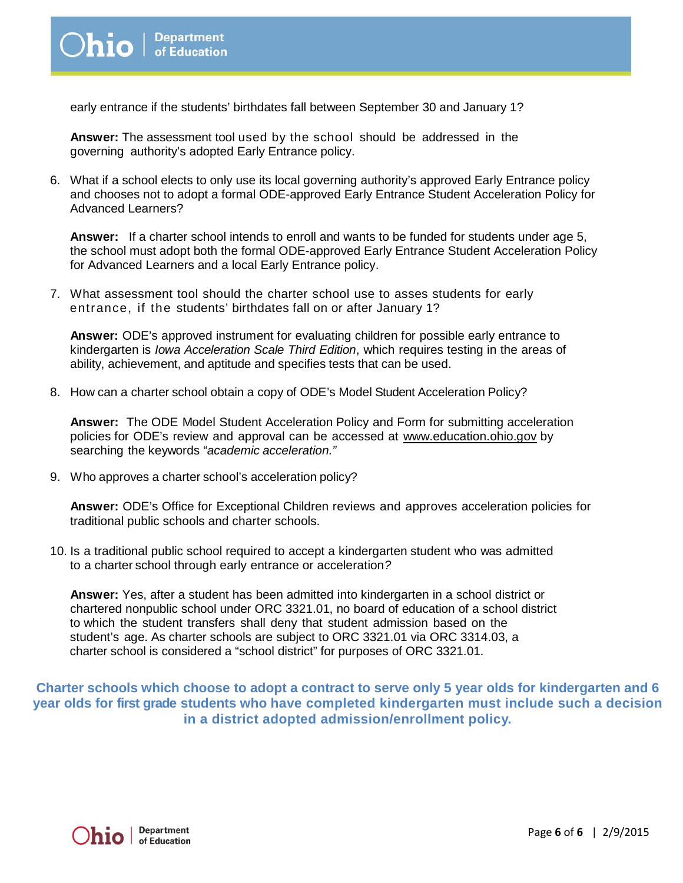early entrance if the students' birthdates fall between September 30 and January 1?

**Answer:** The assessment tool used by the school should be addressed in the governing authority's adopted Early Entrance policy.

6. What if a school elects to only use its local governing authority's approved Early Entrance policy and chooses not to adopt a formal ODE-approved Early Entrance Student Acceleration Policy for Advanced Learners?

   **Answer:** If a charter school intends to enroll and wants to be funded for students under age 5, the school must adopt both the formal ODE-approved Early Entrance Student Acceleration Policy for Advanced Learners and a local Early Entrance policy.

7. What assessment tool should the charter school use to asses students for early entrance, if the students' birthdates fall on or after January 1?

   **Answer:** ODE's approved instrument for evaluating children for possible early entrance to kindergarten is *Iowa Acceleration Scale Third Edition*, which requires testing in the areas of ability, achievement, and aptitude and specifies tests that can be used.

8. How can a charter school obtain a copy of ODE's Model Student Acceleration Policy?

   **Answer:** The ODE Model Student Acceleration Policy and Form for submitting acceleration policies for ODE's review and approval can be accessed at www.education.ohio.gov by searching the keywords "*academic acceleration.*"

9. Who approves a charter school's acceleration policy?

   **Answer:** ODE's Office for Exceptional Children reviews and approves acceleration policies for traditional public schools and charter schools.

10. Is a traditional public school required to accept a kindergarten student who was admitted to a charter school through early entrance or acceleration?

    **Answer:** Yes, after a student has been admitted into kindergarten in a school district or chartered nonpublic school under ORC 3321.01, no board of education of a school district to which the student transfers shall deny that student admission based on the student's age. As charter schools are subject to ORC 3321.01 via ORC 3314.03, a charter school is considered a "school district" for purposes of ORC 3321.01.

**Charter schools which choose to adopt a contract to serve only 5 year olds for kindergarten and 6 year olds for first grade students who have completed kindergarten must include such a decision in a district adopted admission/enrollment policy.**